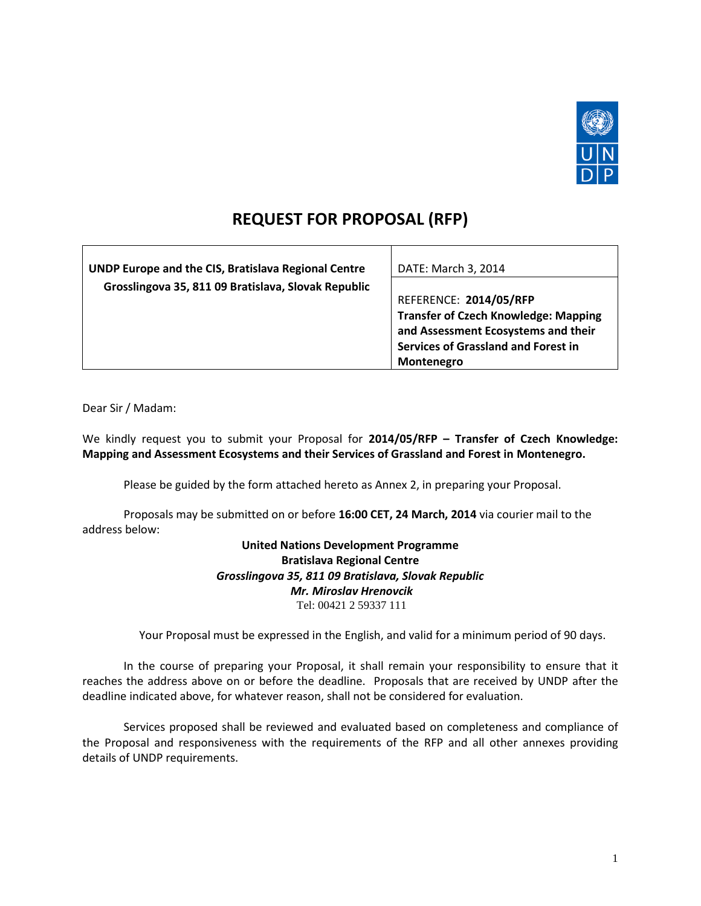# REQUEST FOR PROPOSAL (RFP)

| | |
|---|---|
| **UNDP Europe and the CIS, Bratislava Regional Centre**<br>**Grosslingova 35, 811 09 Bratislava, Slovak Republic** | DATE: March 3, 2014<br><br>REFERENCE: **2014/05/RFP**<br>**Transfer of Czech Knowledge: Mapping and Assessment Ecosystems and their Services of Grassland and Forest in Montenegro** |

Dear Sir / Madam:

We kindly request you to submit your Proposal for **2014/05/RFP – Transfer of Czech Knowledge: Mapping and Assessment Ecosystems and their Services of Grassland and Forest in Montenegro.**

Please be guided by the form attached hereto as Annex 2, in preparing your Proposal.

Proposals may be submitted on or before **16:00 CET, 24 March, 2014** via courier mail to the address below:

**United Nations Development Programme**
**Bratislava Regional Centre**
***Grosslingova 35, 811 09 Bratislava, Slovak Republic***
***Mr. Miroslav Hrenovcik***
Tel: 00421 2 59337 111

Your Proposal must be expressed in the English, and valid for a minimum period of 90 days.

In the course of preparing your Proposal, it shall remain your responsibility to ensure that it reaches the address above on or before the deadline. Proposals that are received by UNDP after the deadline indicated above, for whatever reason, shall not be considered for evaluation.

Services proposed shall be reviewed and evaluated based on completeness and compliance of the Proposal and responsiveness with the requirements of the RFP and all other annexes providing details of UNDP requirements.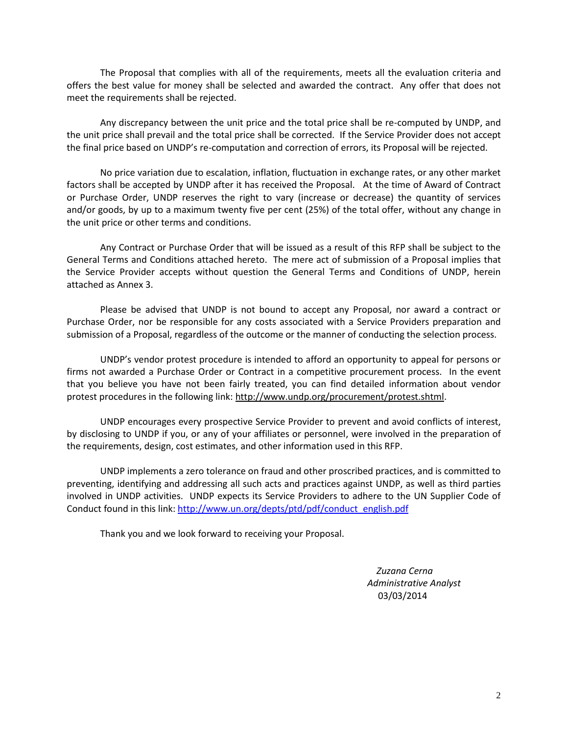The Proposal that complies with all of the requirements, meets all the evaluation criteria and offers the best value for money shall be selected and awarded the contract. Any offer that does not meet the requirements shall be rejected.

Any discrepancy between the unit price and the total price shall be re-computed by UNDP, and the unit price shall prevail and the total price shall be corrected. If the Service Provider does not accept the final price based on UNDP's re-computation and correction of errors, its Proposal will be rejected.

No price variation due to escalation, inflation, fluctuation in exchange rates, or any other market factors shall be accepted by UNDP after it has received the Proposal. At the time of Award of Contract or Purchase Order, UNDP reserves the right to vary (increase or decrease) the quantity of services and/or goods, by up to a maximum twenty five per cent (25%) of the total offer, without any change in the unit price or other terms and conditions.

Any Contract or Purchase Order that will be issued as a result of this RFP shall be subject to the General Terms and Conditions attached hereto. The mere act of submission of a Proposal implies that the Service Provider accepts without question the General Terms and Conditions of UNDP, herein attached as Annex 3.

Please be advised that UNDP is not bound to accept any Proposal, nor award a contract or Purchase Order, nor be responsible for any costs associated with a Service Providers preparation and submission of a Proposal, regardless of the outcome or the manner of conducting the selection process.

UNDP's vendor protest procedure is intended to afford an opportunity to appeal for persons or firms not awarded a Purchase Order or Contract in a competitive procurement process. In the event that you believe you have not been fairly treated, you can find detailed information about vendor protest procedures in the following link: http://www.undp.org/procurement/protest.shtml.

UNDP encourages every prospective Service Provider to prevent and avoid conflicts of interest, by disclosing to UNDP if you, or any of your affiliates or personnel, were involved in the preparation of the requirements, design, cost estimates, and other information used in this RFP.

UNDP implements a zero tolerance on fraud and other proscribed practices, and is committed to preventing, identifying and addressing all such acts and practices against UNDP, as well as third parties involved in UNDP activities. UNDP expects its Service Providers to adhere to the UN Supplier Code of Conduct found in this link: http://www.un.org/depts/ptd/pdf/conduct_english.pdf

Thank you and we look forward to receiving your Proposal.

*Zuzana Cerna*
*Administrative Analyst*
03/03/2014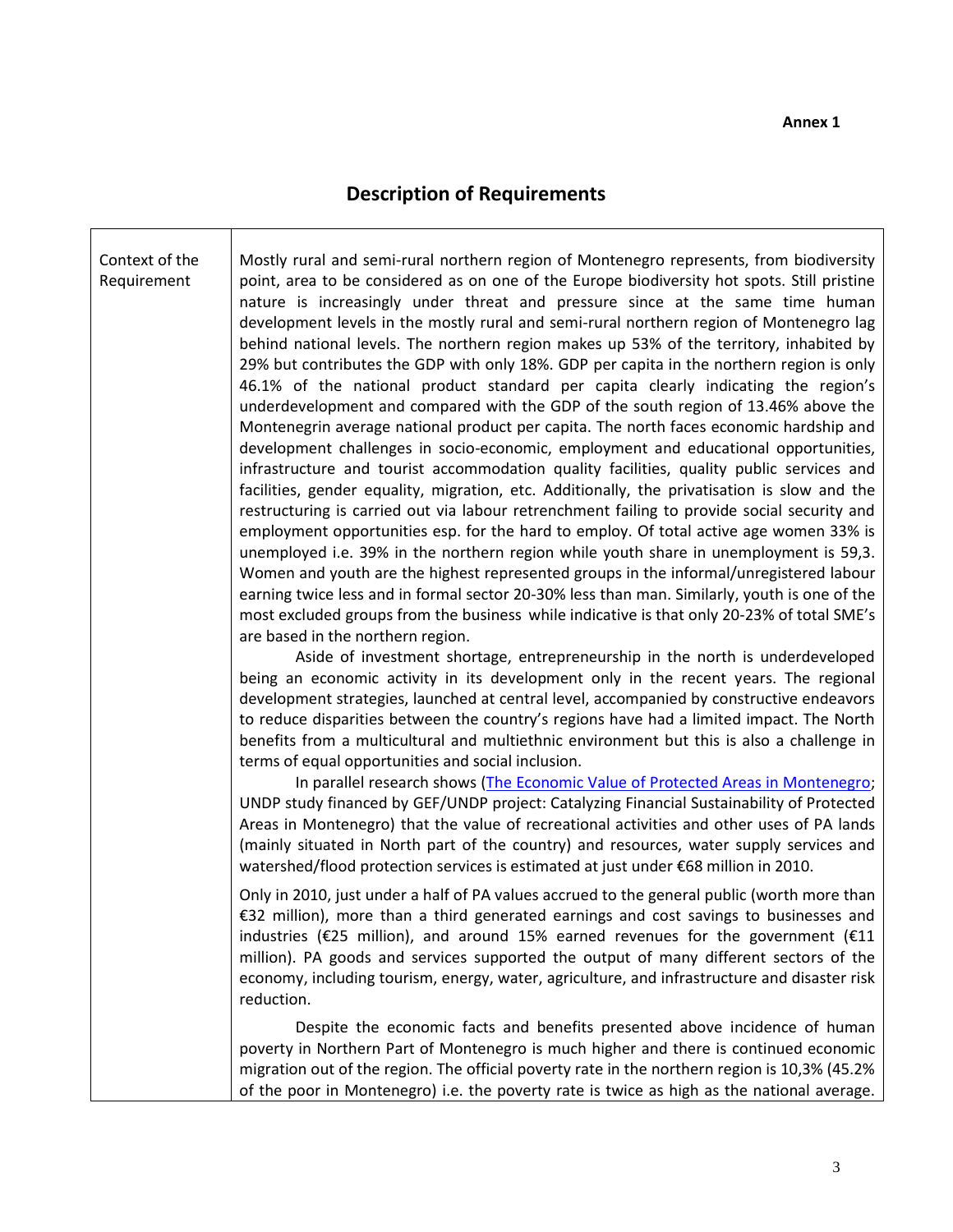**Annex 1**

# Description of Requirements

| | |
|---|---|
| Context of the Requirement | Mostly rural and semi-rural northern region of Montenegro represents, from biodiversity point, area to be considered as on one of the Europe biodiversity hot spots. Still pristine nature is increasingly under threat and pressure since at the same time human development levels in the mostly rural and semi-rural northern region of Montenegro lag behind national levels. The northern region makes up 53% of the territory, inhabited by 29% but contributes the GDP with only 18%. GDP per capita in the northern region is only 46.1% of the national product standard per capita clearly indicating the region's underdevelopment and compared with the GDP of the south region of 13.46% above the Montenegrin average national product per capita. The north faces economic hardship and development challenges in socio-economic, employment and educational opportunities, infrastructure and tourist accommodation quality facilities, quality public services and facilities, gender equality, migration, etc. Additionally, the privatisation is slow and the restructuring is carried out via labour retrenchment failing to provide social security and employment opportunities esp. for the hard to employ. Of total active age women 33% is unemployed i.e. 39% in the northern region while youth share in unemployment is 59,3. Women and youth are the highest represented groups in the informal/unregistered labour earning twice less and in formal sector 20-30% less than man. Similarly, youth is one of the most excluded groups from the business while indicative is that only 20-23% of total SME's are based in the northern region.<br><br>Aside of investment shortage, entrepreneurship in the north is underdeveloped being an economic activity in its development only in the recent years. The regional development strategies, launched at central level, accompanied by constructive endeavors to reduce disparities between the country's regions have had a limited impact. The North benefits from a multicultural and multiethnic environment but this is also a challenge in terms of equal opportunities and social inclusion.<br><br>In parallel research shows (The Economic Value of Protected Areas in Montenegro; UNDP study financed by GEF/UNDP project: Catalyzing Financial Sustainability of Protected Areas in Montenegro) that the value of recreational activities and other uses of PA lands (mainly situated in North part of the country) and resources, water supply services and watershed/flood protection services is estimated at just under €68 million in 2010.<br><br>Only in 2010, just under a half of PA values accrued to the general public (worth more than €32 million), more than a third generated earnings and cost savings to businesses and industries (€25 million), and around 15% earned revenues for the government (€11 million). PA goods and services supported the output of many different sectors of the economy, including tourism, energy, water, agriculture, and infrastructure and disaster risk reduction.<br><br>Despite the economic facts and benefits presented above incidence of human poverty in Northern Part of Montenegro is much higher and there is continued economic migration out of the region. The official poverty rate in the northern region is 10,3% (45.2% of the poor in Montenegro) i.e. the poverty rate is twice as high as the national average. |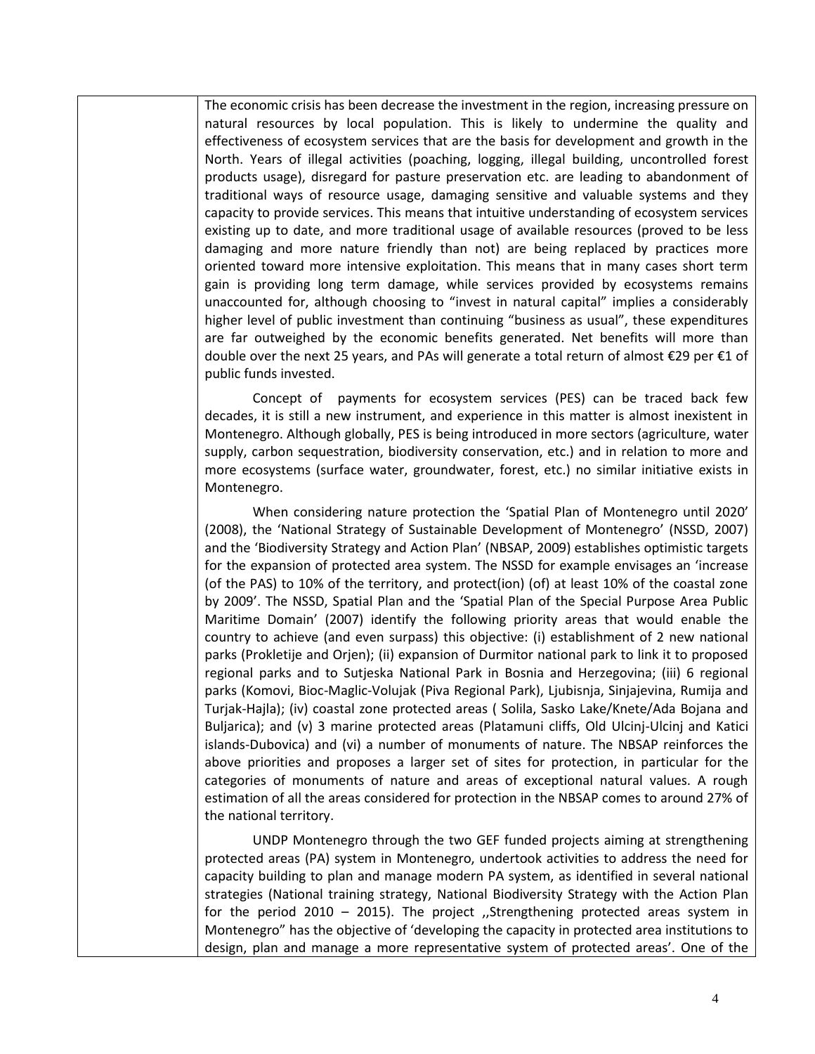The economic crisis has been decrease the investment in the region, increasing pressure on natural resources by local population. This is likely to undermine the quality and effectiveness of ecosystem services that are the basis for development and growth in the North. Years of illegal activities (poaching, logging, illegal building, uncontrolled forest products usage), disregard for pasture preservation etc. are leading to abandonment of traditional ways of resource usage, damaging sensitive and valuable systems and they capacity to provide services. This means that intuitive understanding of ecosystem services existing up to date, and more traditional usage of available resources (proved to be less damaging and more nature friendly than not) are being replaced by practices more oriented toward more intensive exploitation. This means that in many cases short term gain is providing long term damage, while services provided by ecosystems remains unaccounted for, although choosing to "invest in natural capital" implies a considerably higher level of public investment than continuing "business as usual", these expenditures are far outweighed by the economic benefits generated. Net benefits will more than double over the next 25 years, and PAs will generate a total return of almost €29 per €1 of public funds invested.

Concept of payments for ecosystem services (PES) can be traced back few decades, it is still a new instrument, and experience in this matter is almost inexistent in Montenegro. Although globally, PES is being introduced in more sectors (agriculture, water supply, carbon sequestration, biodiversity conservation, etc.) and in relation to more and more ecosystems (surface water, groundwater, forest, etc.) no similar initiative exists in Montenegro.

When considering nature protection the 'Spatial Plan of Montenegro until 2020' (2008), the 'National Strategy of Sustainable Development of Montenegro' (NSSD, 2007) and the 'Biodiversity Strategy and Action Plan' (NBSAP, 2009) establishes optimistic targets for the expansion of protected area system. The NSSD for example envisages an 'increase (of the PAS) to 10% of the territory, and protect(ion) (of) at least 10% of the coastal zone by 2009'. The NSSD, Spatial Plan and the 'Spatial Plan of the Special Purpose Area Public Maritime Domain' (2007) identify the following priority areas that would enable the country to achieve (and even surpass) this objective: (i) establishment of 2 new national parks (Prokletije and Orjen); (ii) expansion of Durmitor national park to link it to proposed regional parks and to Sutjeska National Park in Bosnia and Herzegovina; (iii) 6 regional parks (Komovi, Bioc-Maglic-Volujak (Piva Regional Park), Ljubisnja, Sinjajevina, Rumija and Turjak-Hajla); (iv) coastal zone protected areas ( Solila, Sasko Lake/Knete/Ada Bojana and Buljarica); and (v) 3 marine protected areas (Platamuni cliffs, Old Ulcinj-Ulcinj and Katici islands-Dubovica) and (vi) a number of monuments of nature. The NBSAP reinforces the above priorities and proposes a larger set of sites for protection, in particular for the categories of monuments of nature and areas of exceptional natural values. A rough estimation of all the areas considered for protection in the NBSAP comes to around 27% of the national territory.

UNDP Montenegro through the two GEF funded projects aiming at strengthening protected areas (PA) system in Montenegro, undertook activities to address the need for capacity building to plan and manage modern PA system, as identified in several national strategies (National training strategy, National Biodiversity Strategy with the Action Plan for the period 2010 – 2015). The project ,,Strengthening protected areas system in Montenegro" has the objective of 'developing the capacity in protected area institutions to design, plan and manage a more representative system of protected areas'. One of the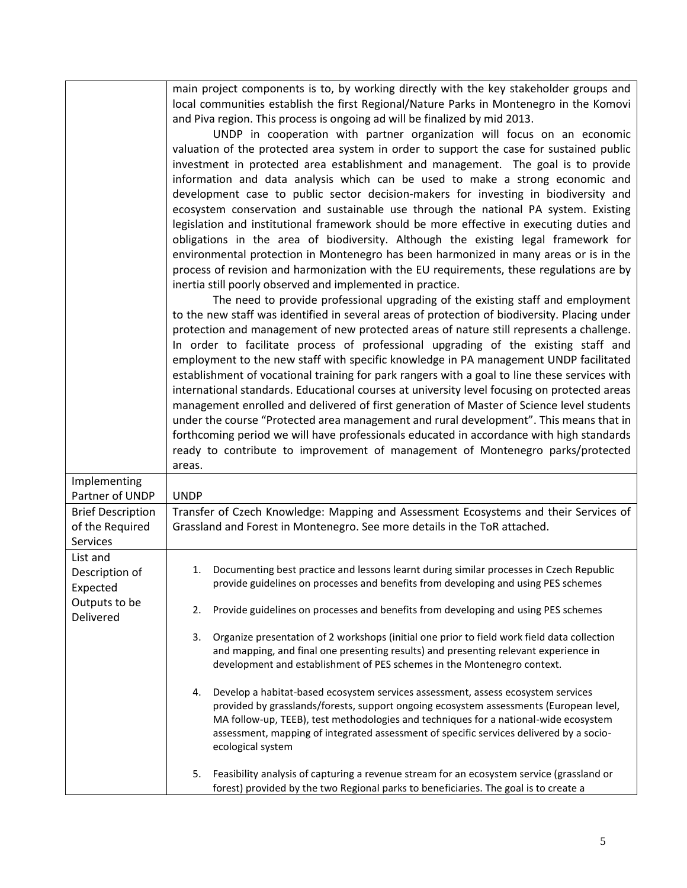| | |
|---|---|
| | main project components is to, by working directly with the key stakeholder groups and local communities establish the first Regional/Nature Parks in Montenegro in the Komovi and Piva region. This process is ongoing ad will be finalized by mid 2013.<br><br>UNDP in cooperation with partner organization will focus on an economic valuation of the protected area system in order to support the case for sustained public investment in protected area establishment and management. The goal is to provide information and data analysis which can be used to make a strong economic and development case to public sector decision-makers for investing in biodiversity and ecosystem conservation and sustainable use through the national PA system. Existing legislation and institutional framework should be more effective in executing duties and obligations in the area of biodiversity. Although the existing legal framework for environmental protection in Montenegro has been harmonized in many areas or is in the process of revision and harmonization with the EU requirements, these regulations are by inertia still poorly observed and implemented in practice.<br><br>The need to provide professional upgrading of the existing staff and employment to the new staff was identified in several areas of protection of biodiversity. Placing under protection and management of new protected areas of nature still represents a challenge. In order to facilitate process of professional upgrading of the existing staff and employment to the new staff with specific knowledge in PA management UNDP facilitated establishment of vocational training for park rangers with a goal to line these services with international standards. Educational courses at university level focusing on protected areas management enrolled and delivered of first generation of Master of Science level students under the course "Protected area management and rural development". This means that in forthcoming period we will have professionals educated in accordance with high standards ready to contribute to improvement of management of Montenegro parks/protected areas. |
| Implementing Partner of UNDP | UNDP |
| Brief Description of the Required Services | Transfer of Czech Knowledge: Mapping and Assessment Ecosystems and their Services of Grassland and Forest in Montenegro. See more details in the ToR attached. |
| List and Description of Expected Outputs to be Delivered | 1. Documenting best practice and lessons learnt during similar processes in Czech Republic provide guidelines on processes and benefits from developing and using PES schemes<br><br>2. Provide guidelines on processes and benefits from developing and using PES schemes<br><br>3. Organize presentation of 2 workshops (initial one prior to field work field data collection and mapping, and final one presenting results) and presenting relevant experience in development and establishment of PES schemes in the Montenegro context.<br><br>4. Develop a habitat-based ecosystem services assessment, assess ecosystem services provided by grasslands/forests, support ongoing ecosystem assessments (European level, MA follow-up, TEEB), test methodologies and techniques for a national-wide ecosystem assessment, mapping of integrated assessment of specific services delivered by a socio-ecological system<br><br>5. Feasibility analysis of capturing a revenue stream for an ecosystem service (grassland or forest) provided by the two Regional parks to beneficiaries. The goal is to create a |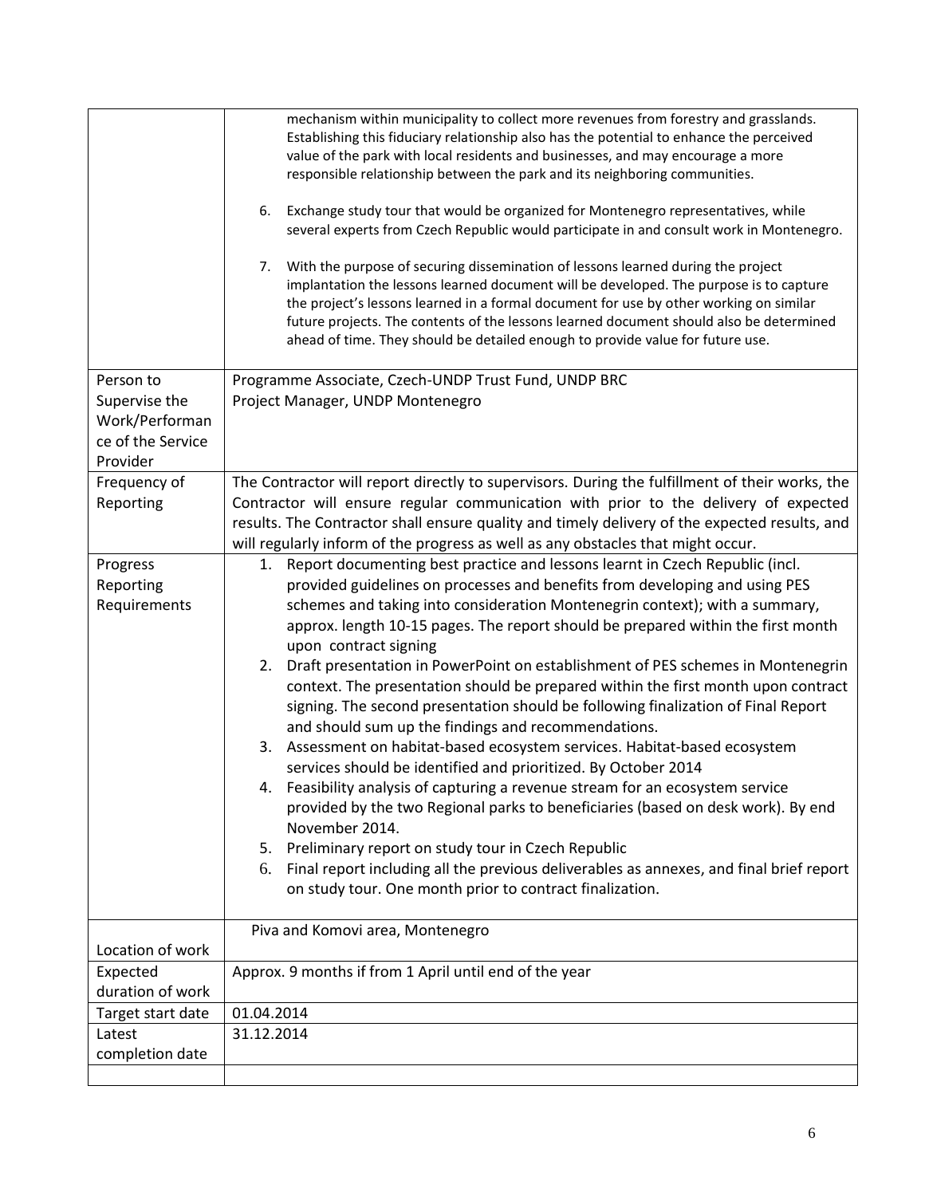| | |
|---|---|
| | mechanism within municipality to collect more revenues from forestry and grasslands. Establishing this fiduciary relationship also has the potential to enhance the perceived value of the park with local residents and businesses, and may encourage a more responsible relationship between the park and its neighboring communities.<br><br>6. Exchange study tour that would be organized for Montenegro representatives, while several experts from Czech Republic would participate in and consult work in Montenegro.<br><br>7. With the purpose of securing dissemination of lessons learned during the project implantation the lessons learned document will be developed. The purpose is to capture the project's lessons learned in a formal document for use by other working on similar future projects. The contents of the lessons learned document should also be determined ahead of time. They should be detailed enough to provide value for future use. |
| Person to Supervise the Work/Performance of the Service Provider | Programme Associate, Czech-UNDP Trust Fund, UNDP BRC<br>Project Manager, UNDP Montenegro |
| Frequency of Reporting | The Contractor will report directly to supervisors. During the fulfillment of their works, the Contractor will ensure regular communication with prior to the delivery of expected results. The Contractor shall ensure quality and timely delivery of the expected results, and will regularly inform of the progress as well as any obstacles that might occur. |
| Progress Reporting Requirements | 1. Report documenting best practice and lessons learnt in Czech Republic (incl. provided guidelines on processes and benefits from developing and using PES schemes and taking into consideration Montenegrin context); with a summary, approx. length 10-15 pages. The report should be prepared within the first month upon contract signing<br>2. Draft presentation in PowerPoint on establishment of PES schemes in Montenegrin context. The presentation should be prepared within the first month upon contract signing. The second presentation should be following finalization of Final Report and should sum up the findings and recommendations.<br>3. Assessment on habitat-based ecosystem services. Habitat-based ecosystem services should be identified and prioritized. By October 2014<br>4. Feasibility analysis of capturing a revenue stream for an ecosystem service provided by the two Regional parks to beneficiaries (based on desk work). By end November 2014.<br>5. Preliminary report on study tour in Czech Republic<br>6. Final report including all the previous deliverables as annexes, and final brief report on study tour. One month prior to contract finalization. |
| Location of work | Piva and Komovi area, Montenegro |
| Expected duration of work | Approx. 9 months if from 1 April until end of the year |
| Target start date | 01.04.2014 |
| Latest completion date | 31.12.2014 |
| | |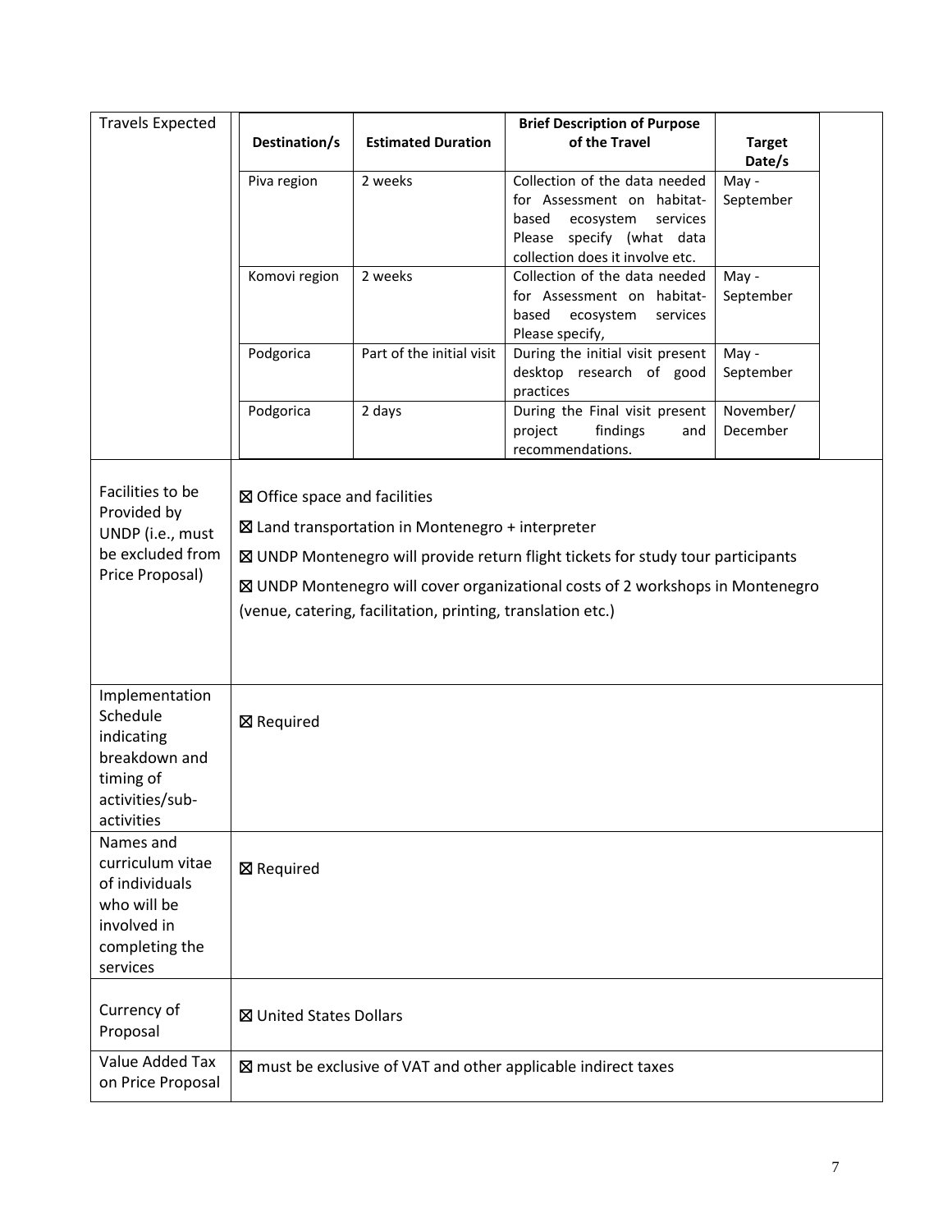| | | | | | |
|---|---|---|---|---|---|
| Travels Expected | **Destination/s** | **Estimated Duration** | **Brief Description of Purpose of the Travel** | **Target Date/s** | |
| | Piva region | 2 weeks | Collection of the data needed for Assessment on habitat-based ecosystem services Please specify (what data collection does it involve etc. | May - September | |
| | Komovi region | 2 weeks | Collection of the data needed for Assessment on habitat-based ecosystem services Please specify, | May - September | |
| | Podgorica | Part of the initial visit | During the initial visit present desktop research of good practices | May - September | |
| | Podgorica | 2 days | During the Final visit present project findings and recommendations. | November/ December | |
| Facilities to be Provided by UNDP (i.e., must be excluded from Price Proposal) | ☒ Office space and facilities<br><br>☒ Land transportation in Montenegro + interpreter<br><br>☒ UNDP Montenegro will provide return flight tickets for study tour participants<br><br>☒ UNDP Montenegro will cover organizational costs of 2 workshops in Montenegro (venue, catering, facilitation, printing, translation etc.) | | | | |
| Implementation Schedule indicating breakdown and timing of activities/sub-activities | ☒ Required | | | | |
| Names and curriculum vitae of individuals who will be involved in completing the services | ☒ Required | | | | |
| Currency of Proposal | ☒ United States Dollars | | | | |
| Value Added Tax on Price Proposal | ☒ must be exclusive of VAT and other applicable indirect taxes | | | | |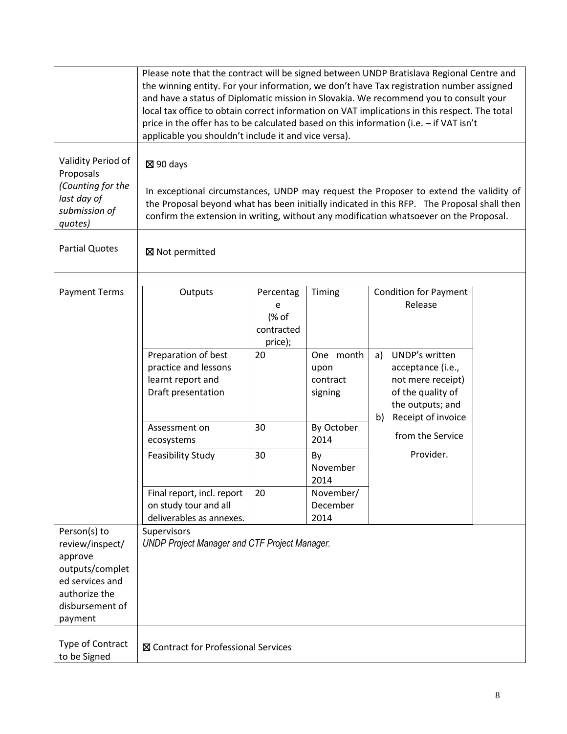| | |
|---|---|
| | Please note that the contract will be signed between UNDP Bratislava Regional Centre and the winning entity. For your information, we don't have Tax registration number assigned and have a status of Diplomatic mission in Slovakia. We recommend you to consult your local tax office to obtain correct information on VAT implications in this respect. The total price in the offer has to be calculated based on this information (i.e. – if VAT isn't applicable you shouldn't include it and vice versa). |
| Validity Period of Proposals *(Counting for the last day of submission of quotes)* | ☒ 90 days<br><br>In exceptional circumstances, UNDP may request the Proposer to extend the validity of the Proposal beyond what has been initially indicated in this RFP. The Proposal shall then confirm the extension in writing, without any modification whatsoever on the Proposal. |
| Partial Quotes | ☒ Not permitted |
| Payment Terms | (see table below) |
| Person(s) to review/inspect/ approve outputs/completed services and authorize the disbursement of payment | Supervisors<br>*UNDP Project Manager and CTF Project Manager.* |
| Type of Contract to be Signed | ☒ Contract for Professional Services |

Payment Terms:

| Outputs | Percentage (% of contracted price); | Timing | Condition for Payment Release |
|---|---|---|---|
| Preparation of best practice and lessons learnt report and Draft presentation | 20 | One month upon contract signing | a) UNDP's written acceptance (i.e., not mere receipt) of the quality of the outputs; and<br>b) Receipt of invoice from the Service Provider. |
| Assessment on ecosystems | 30 | By October 2014 | |
| Feasibility Study | 30 | By November 2014 | |
| Final report, incl. report on study tour and all deliverables as annexes. | 20 | November/ December 2014 | |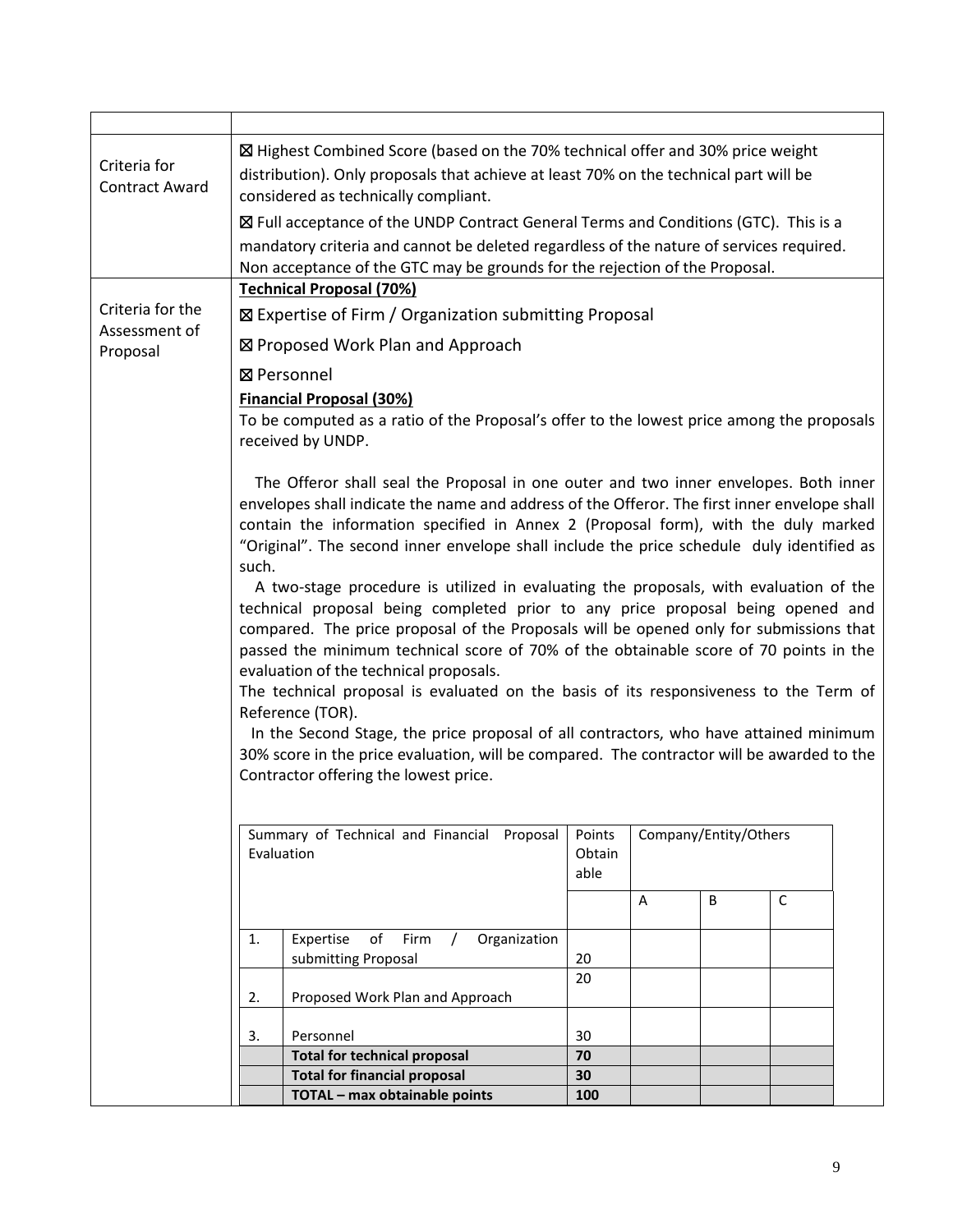| | |
|---|---|
| Criteria for Contract Award | ☒ Highest Combined Score (based on the 70% technical offer and 30% price weight distribution). Only proposals that achieve at least 70% on the technical part will be considered as technically compliant.<br><br>☒ Full acceptance of the UNDP Contract General Terms and Conditions (GTC). This is a mandatory criteria and cannot be deleted regardless of the nature of services required. Non acceptance of the GTC may be grounds for the rejection of the Proposal. |
| Criteria for the Assessment of Proposal | **Technical Proposal (70%)**<br><br>☒ Expertise of Firm / Organization submitting Proposal<br><br>☒ Proposed Work Plan and Approach<br><br>☒ Personnel<br><br>**Financial Proposal (30%)**<br>To be computed as a ratio of the Proposal's offer to the lowest price among the proposals received by UNDP.<br><br>The Offeror shall seal the Proposal in one outer and two inner envelopes. Both inner envelopes shall indicate the name and address of the Offeror. The first inner envelope shall contain the information specified in Annex 2 (Proposal form), with the duly marked "Original". The second inner envelope shall include the price schedule duly identified as such.<br>A two-stage procedure is utilized in evaluating the proposals, with evaluation of the technical proposal being completed prior to any price proposal being opened and compared. The price proposal of the Proposals will be opened only for submissions that passed the minimum technical score of 70% of the obtainable score of 70 points in the evaluation of the technical proposals.<br>The technical proposal is evaluated on the basis of its responsiveness to the Term of Reference (TOR).<br>In the Second Stage, the price proposal of all contractors, who have attained minimum 30% score in the price evaluation, will be compared. The contractor will be awarded to the Contractor offering the lowest price. |

| Summary of Technical and Financial Proposal Evaluation | | Points Obtainable | Company/Entity/Others | | |
|---|---|---|---|---|---|
| | | | A | B | C |
| 1. | Expertise of Firm / Organization submitting Proposal | 20 | | | |
| 2. | Proposed Work Plan and Approach | 20 | | | |
| 3. | Personnel | 30 | | | |
| | **Total for technical proposal** | **70** | | | |
| | **Total for financial proposal** | **30** | | | |
| | **TOTAL – max obtainable points** | **100** | | | |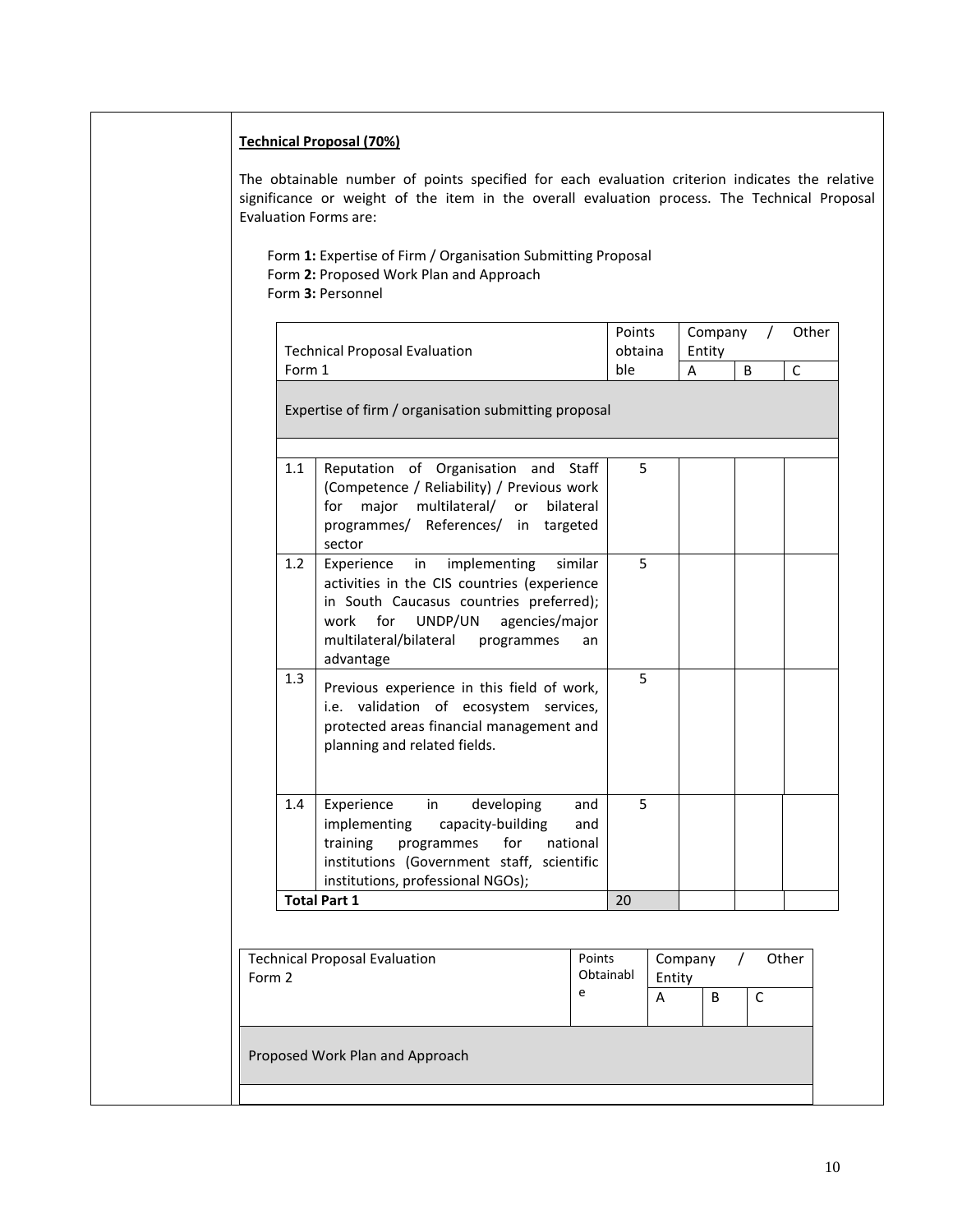**Technical Proposal (70%)**

The obtainable number of points specified for each evaluation criterion indicates the relative significance or weight of the item in the overall evaluation process. The Technical Proposal Evaluation Forms are:

Form **1:** Expertise of Firm / Organisation Submitting Proposal
Form **2:** Proposed Work Plan and Approach
Form **3:** Personnel

| Technical Proposal Evaluation Form 1 | | Points obtainable | Company / Other Entity | | |
|---|---|---|---|---|---|
| | | | A | B | C |
| Expertise of firm / organisation submitting proposal | | | | | |
| 1.1 | Reputation of Organisation and Staff (Competence / Reliability) / Previous work for major multilateral/ or bilateral programmes/ References/ in targeted sector | 5 | | | |
| 1.2 | Experience in implementing similar activities in the CIS countries (experience in South Caucasus countries preferred); work for UNDP/UN agencies/major multilateral/bilateral programmes an advantage | 5 | | | |
| 1.3 | Previous experience in this field of work, i.e. validation of ecosystem services, protected areas financial management and planning and related fields. | 5 | | | |
| 1.4 | Experience in developing and implementing capacity-building and training programmes for national institutions (Government staff, scientific institutions, professional NGOs); | 5 | | | |
| **Total Part 1** | | 20 | | | |

| Technical Proposal Evaluation Form 2 | Points Obtainable | Company / Other Entity | | |
|---|---|---|---|---|
| | | A | B | C |
| Proposed Work Plan and Approach | | | | |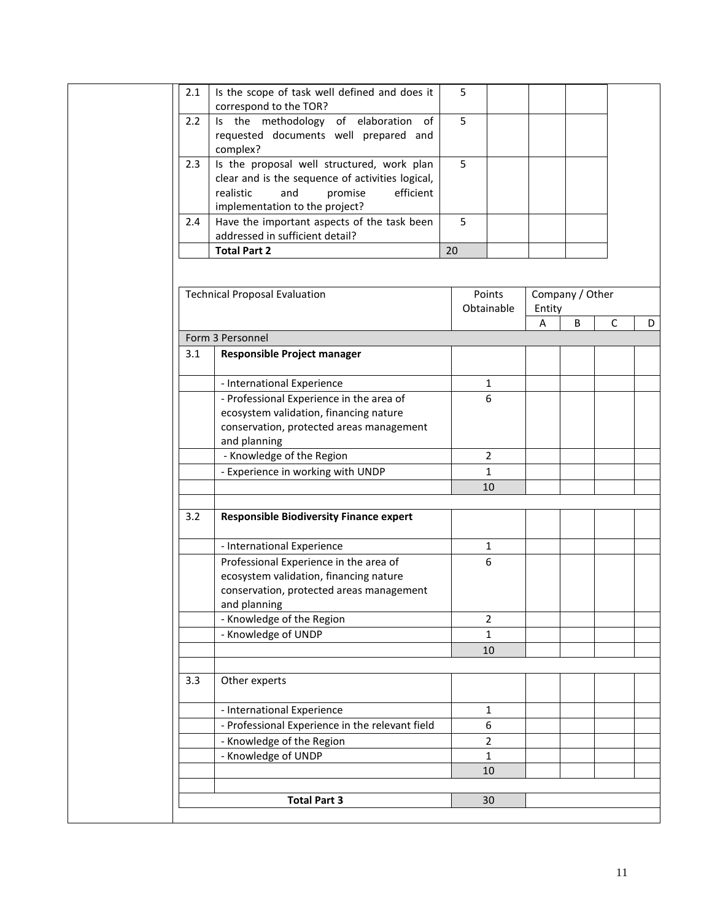| | | | | | |
|---|---|---|---|---|---|
| 2.1 | Is the scope of task well defined and does it correspond to the TOR? | 5 | | | |
| 2.2 | Is the methodology of elaboration of requested documents well prepared and complex? | 5 | | | |
| 2.3 | Is the proposal well structured, work plan clear and is the sequence of activities logical, realistic and promise efficient implementation to the project? | 5 | | | |
| 2.4 | Have the important aspects of the task been addressed in sufficient detail? | 5 | | | |
| | **Total Part 2** | 20 | | | |

| Technical Proposal Evaluation | | Points Obtainable | Company / Other Entity | | | |
|---|---|---|---|---|---|---|
| | | | A | B | C | D |
| Form 3 Personnel | | | | | | |
| 3.1 | **Responsible Project manager** | | | | | |
| | - International Experience | 1 | | | | |
| | - Professional Experience in the area of ecosystem validation, financing nature conservation, protected areas management and planning | 6 | | | | |
| | - Knowledge of the Region | 2 | | | | |
| | - Experience in working with UNDP | 1 | | | | |
| | | 10 | | | | |
| | | | | | | |
| 3.2 | **Responsible Biodiversity Finance expert** | | | | | |
| | - International Experience | 1 | | | | |
| | Professional Experience in the area of ecosystem validation, financing nature conservation, protected areas management and planning | 6 | | | | |
| | - Knowledge of the Region | 2 | | | | |
| | - Knowledge of UNDP | 1 | | | | |
| | | 10 | | | | |
| | | | | | | |
| 3.3 | Other experts | | | | | |
| | - International Experience | 1 | | | | |
| | - Professional Experience in the relevant field | 6 | | | | |
| | - Knowledge of the Region | 2 | | | | |
| | - Knowledge of UNDP | 1 | | | | |
| | | 10 | | | | |
| | | | | | | |
| | **Total Part 3** | 30 | | | | |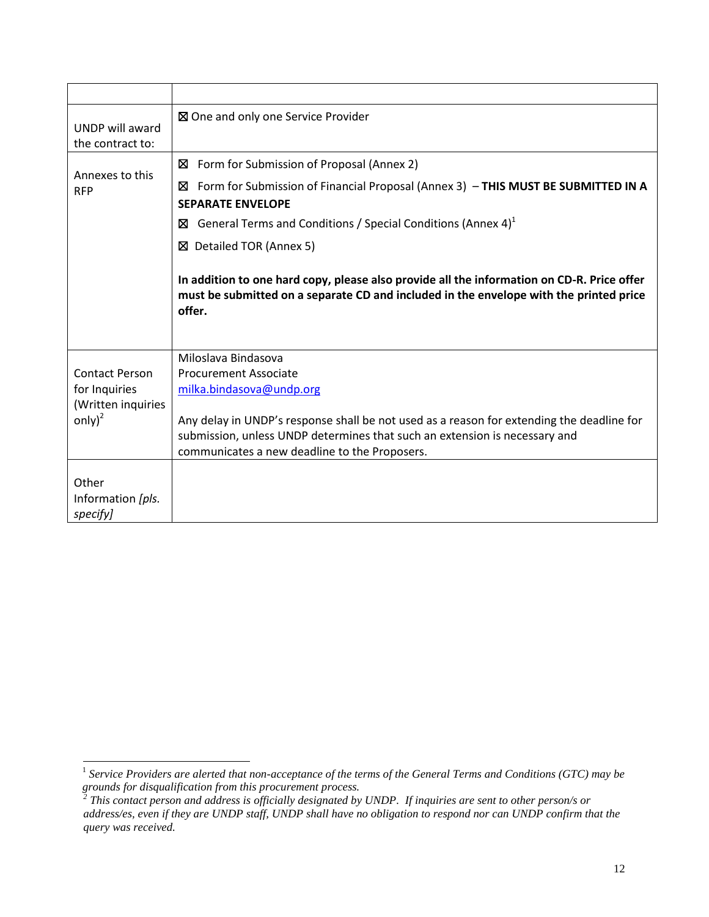| | |
|---|---|
| | |
| UNDP will award the contract to: | ☒ One and only one Service Provider |
| Annexes to this RFP | ☒ Form for Submission of Proposal (Annex 2)<br><br>☒ Form for Submission of Financial Proposal (Annex 3) – **THIS MUST BE SUBMITTED IN A SEPARATE ENVELOPE**<br><br>☒ General Terms and Conditions / Special Conditions (Annex 4)[1]<br><br>☒ Detailed TOR (Annex 5)<br><br>**In addition to one hard copy, please also provide all the information on CD-R. Price offer must be submitted on a separate CD and included in the envelope with the printed price offer.** |
| Contact Person for Inquiries (Written inquiries only)[2] | Miloslava Bindasova<br>Procurement Associate<br>milka.bindasova@undp.org<br><br>Any delay in UNDP's response shall be not used as a reason for extending the deadline for submission, unless UNDP determines that such an extension is necessary and communicates a new deadline to the Proposers. |
| Other Information *[pls. specify]* | |

[1] *Service Providers are alerted that non-acceptance of the terms of the General Terms and Conditions (GTC) may be grounds for disqualification from this procurement process.*

[2] *This contact person and address is officially designated by UNDP. If inquiries are sent to other person/s or address/es, even if they are UNDP staff, UNDP shall have no obligation to respond nor can UNDP confirm that the query was received.*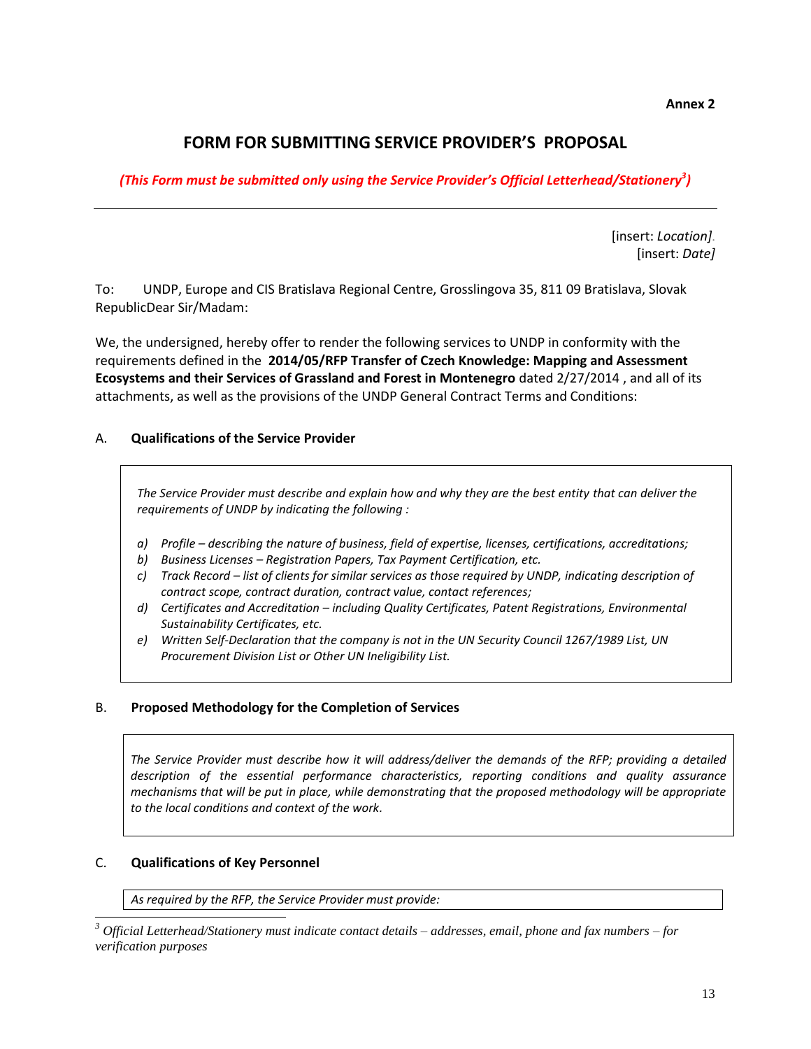**Annex 2**

# FORM FOR SUBMITTING SERVICE PROVIDER'S PROPOSAL

***(This Form must be submitted only using the Service Provider's Official Letterhead/Stationery[3])***

---

[insert: *Location]*.
[insert: *Date]*

To: UNDP, Europe and CIS Bratislava Regional Centre, Grosslingova 35, 811 09 Bratislava, Slovak RepublicDear Sir/Madam:

We, the undersigned, hereby offer to render the following services to UNDP in conformity with the requirements defined in the **2014/05/RFP Transfer of Czech Knowledge: Mapping and Assessment Ecosystems and their Services of Grassland and Forest in Montenegro** dated 2/27/2014 , and all of its attachments, as well as the provisions of the UNDP General Contract Terms and Conditions:

## A. Qualifications of the Service Provider

*The Service Provider must describe and explain how and why they are the best entity that can deliver the requirements of UNDP by indicating the following :*

*a) Profile – describing the nature of business, field of expertise, licenses, certifications, accreditations;*
*b) Business Licenses – Registration Papers, Tax Payment Certification, etc.*
*c) Track Record – list of clients for similar services as those required by UNDP, indicating description of contract scope, contract duration, contract value, contact references;*
*d) Certificates and Accreditation – including Quality Certificates, Patent Registrations, Environmental Sustainability Certificates, etc.*
*e) Written Self-Declaration that the company is not in the UN Security Council 1267/1989 List, UN Procurement Division List or Other UN Ineligibility List.*

## B. Proposed Methodology for the Completion of Services

*The Service Provider must describe how it will address/deliver the demands of the RFP; providing a detailed description of the essential performance characteristics, reporting conditions and quality assurance mechanisms that will be put in place, while demonstrating that the proposed methodology will be appropriate to the local conditions and context of the work.*

## C. Qualifications of Key Personnel

*As required by the RFP, the Service Provider must provide:*

---

[3] *Official Letterhead/Stationery must indicate contact details – addresses, email, phone and fax numbers – for verification purposes*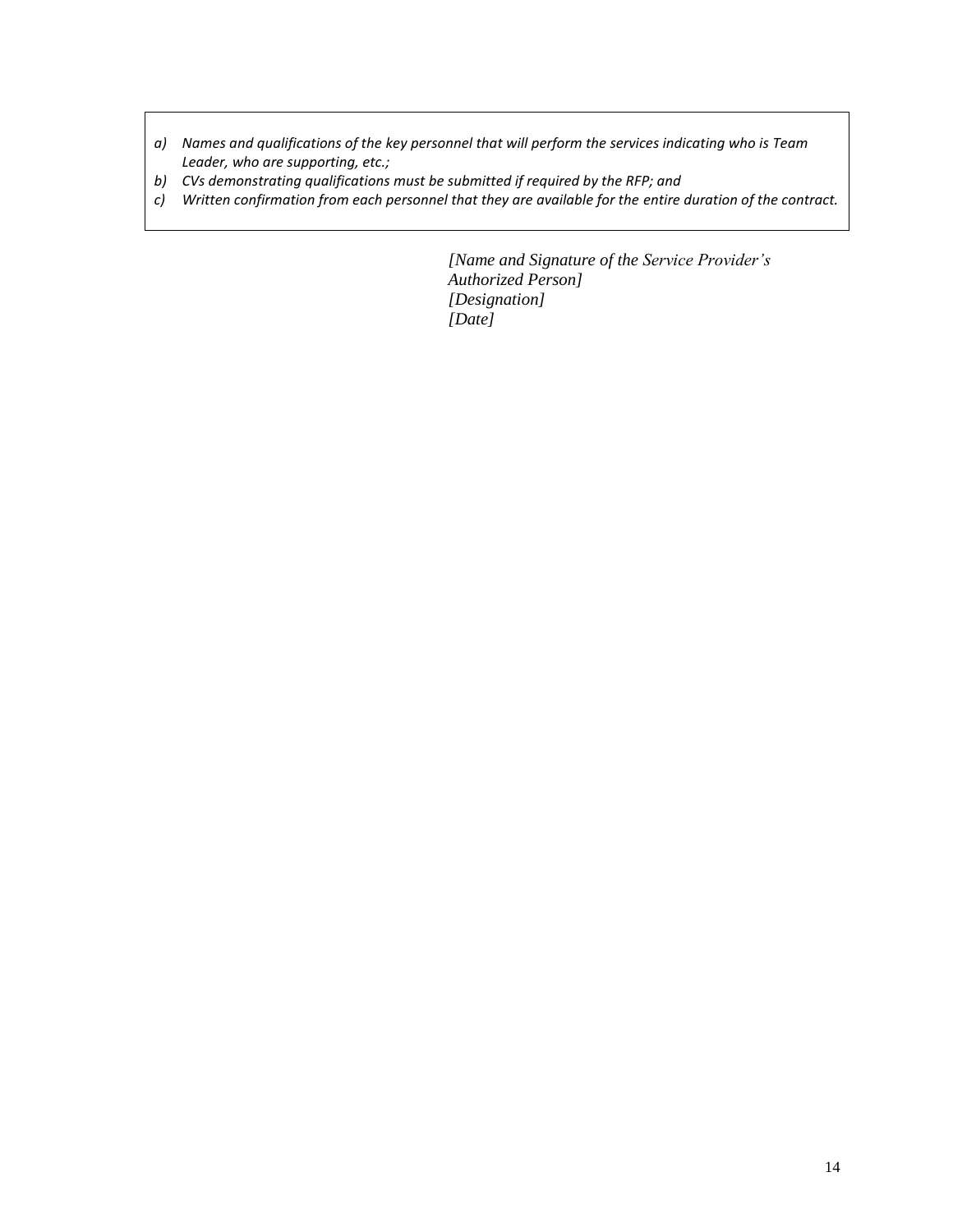*a) Names and qualifications of the key personnel that will perform the services indicating who is Team Leader, who are supporting, etc.;*
*b) CVs demonstrating qualifications must be submitted if required by the RFP; and*
*c) Written confirmation from each personnel that they are available for the entire duration of the contract.*

*[Name and Signature of the Service Provider's Authorized Person]*
*[Designation]*
*[Date]*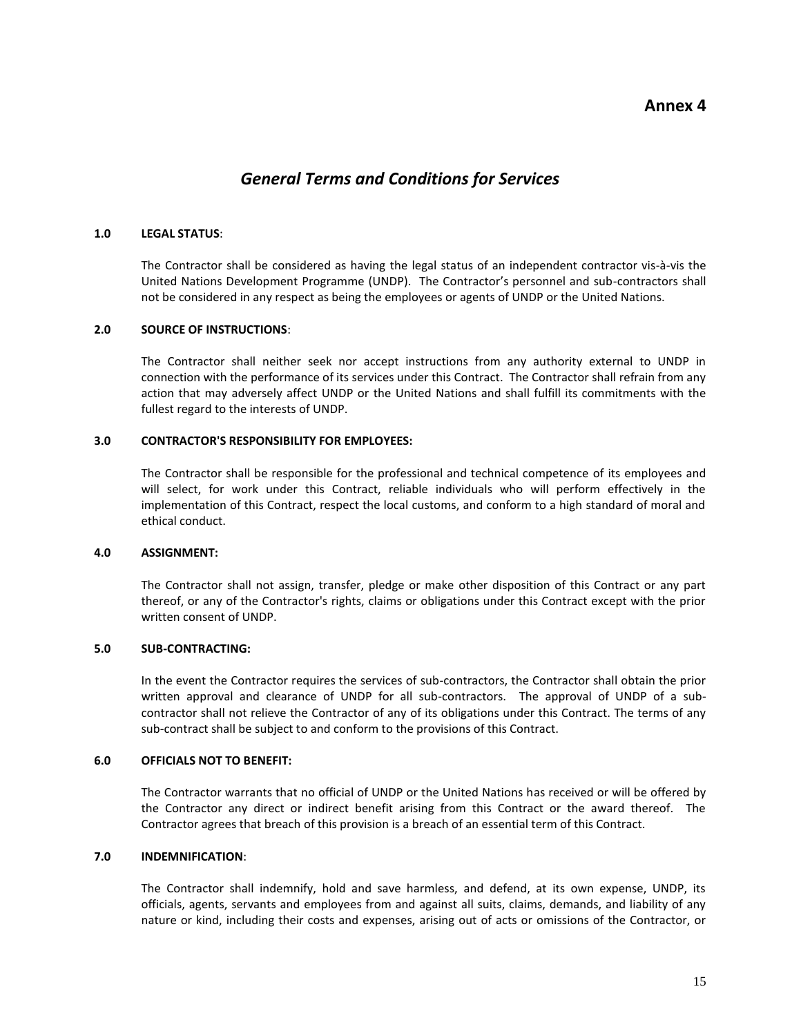# Annex 4

## *General Terms and Conditions for Services*

**1.0 LEGAL STATUS**:

The Contractor shall be considered as having the legal status of an independent contractor vis-à-vis the United Nations Development Programme (UNDP). The Contractor's personnel and sub-contractors shall not be considered in any respect as being the employees or agents of UNDP or the United Nations.

**2.0 SOURCE OF INSTRUCTIONS**:

The Contractor shall neither seek nor accept instructions from any authority external to UNDP in connection with the performance of its services under this Contract. The Contractor shall refrain from any action that may adversely affect UNDP or the United Nations and shall fulfill its commitments with the fullest regard to the interests of UNDP.

**3.0 CONTRACTOR'S RESPONSIBILITY FOR EMPLOYEES:**

The Contractor shall be responsible for the professional and technical competence of its employees and will select, for work under this Contract, reliable individuals who will perform effectively in the implementation of this Contract, respect the local customs, and conform to a high standard of moral and ethical conduct.

**4.0 ASSIGNMENT:**

The Contractor shall not assign, transfer, pledge or make other disposition of this Contract or any part thereof, or any of the Contractor's rights, claims or obligations under this Contract except with the prior written consent of UNDP.

**5.0 SUB-CONTRACTING:**

In the event the Contractor requires the services of sub-contractors, the Contractor shall obtain the prior written approval and clearance of UNDP for all sub-contractors. The approval of UNDP of a sub-contractor shall not relieve the Contractor of any of its obligations under this Contract. The terms of any sub-contract shall be subject to and conform to the provisions of this Contract.

**6.0 OFFICIALS NOT TO BENEFIT:**

The Contractor warrants that no official of UNDP or the United Nations has received or will be offered by the Contractor any direct or indirect benefit arising from this Contract or the award thereof. The Contractor agrees that breach of this provision is a breach of an essential term of this Contract.

**7.0 INDEMNIFICATION**:

The Contractor shall indemnify, hold and save harmless, and defend, at its own expense, UNDP, its officials, agents, servants and employees from and against all suits, claims, demands, and liability of any nature or kind, including their costs and expenses, arising out of acts or omissions of the Contractor, or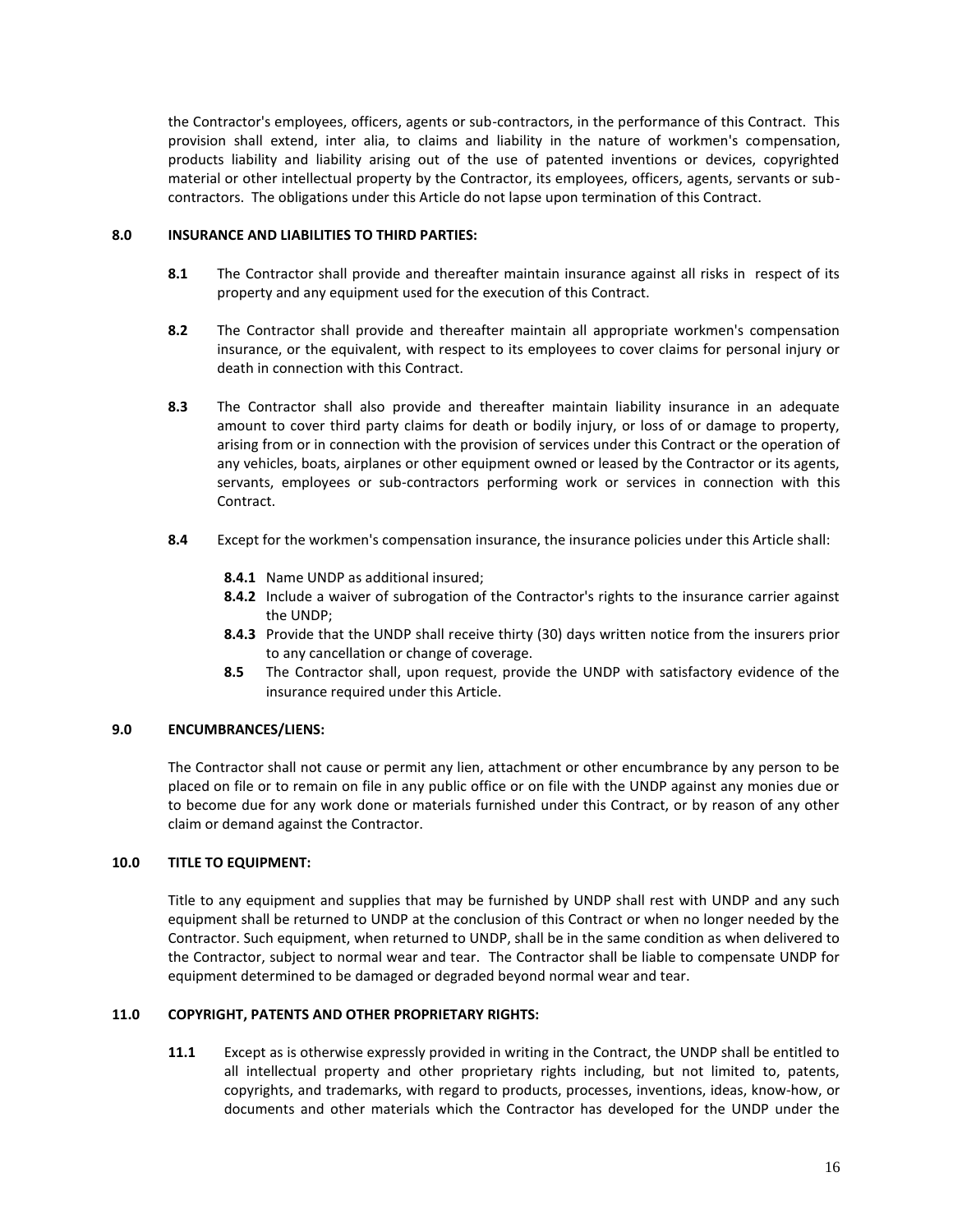the Contractor's employees, officers, agents or sub-contractors, in the performance of this Contract. This provision shall extend, inter alia, to claims and liability in the nature of workmen's compensation, products liability and liability arising out of the use of patented inventions or devices, copyrighted material or other intellectual property by the Contractor, its employees, officers, agents, servants or sub-contractors. The obligations under this Article do not lapse upon termination of this Contract.

**8.0 INSURANCE AND LIABILITIES TO THIRD PARTIES:**

**8.1** The Contractor shall provide and thereafter maintain insurance against all risks in respect of its property and any equipment used for the execution of this Contract.

**8.2** The Contractor shall provide and thereafter maintain all appropriate workmen's compensation insurance, or the equivalent, with respect to its employees to cover claims for personal injury or death in connection with this Contract.

**8.3** The Contractor shall also provide and thereafter maintain liability insurance in an adequate amount to cover third party claims for death or bodily injury, or loss of or damage to property, arising from or in connection with the provision of services under this Contract or the operation of any vehicles, boats, airplanes or other equipment owned or leased by the Contractor or its agents, servants, employees or sub-contractors performing work or services in connection with this Contract.

**8.4** Except for the workmen's compensation insurance, the insurance policies under this Article shall:

- **8.4.1** Name UNDP as additional insured;
- **8.4.2** Include a waiver of subrogation of the Contractor's rights to the insurance carrier against the UNDP;
- **8.4.3** Provide that the UNDP shall receive thirty (30) days written notice from the insurers prior to any cancellation or change of coverage.

**8.5** The Contractor shall, upon request, provide the UNDP with satisfactory evidence of the insurance required under this Article.

**9.0 ENCUMBRANCES/LIENS:**

The Contractor shall not cause or permit any lien, attachment or other encumbrance by any person to be placed on file or to remain on file in any public office or on file with the UNDP against any monies due or to become due for any work done or materials furnished under this Contract, or by reason of any other claim or demand against the Contractor.

**10.0 TITLE TO EQUIPMENT:**

Title to any equipment and supplies that may be furnished by UNDP shall rest with UNDP and any such equipment shall be returned to UNDP at the conclusion of this Contract or when no longer needed by the Contractor. Such equipment, when returned to UNDP, shall be in the same condition as when delivered to the Contractor, subject to normal wear and tear. The Contractor shall be liable to compensate UNDP for equipment determined to be damaged or degraded beyond normal wear and tear.

**11.0 COPYRIGHT, PATENTS AND OTHER PROPRIETARY RIGHTS:**

**11.1** Except as is otherwise expressly provided in writing in the Contract, the UNDP shall be entitled to all intellectual property and other proprietary rights including, but not limited to, patents, copyrights, and trademarks, with regard to products, processes, inventions, ideas, know-how, or documents and other materials which the Contractor has developed for the UNDP under the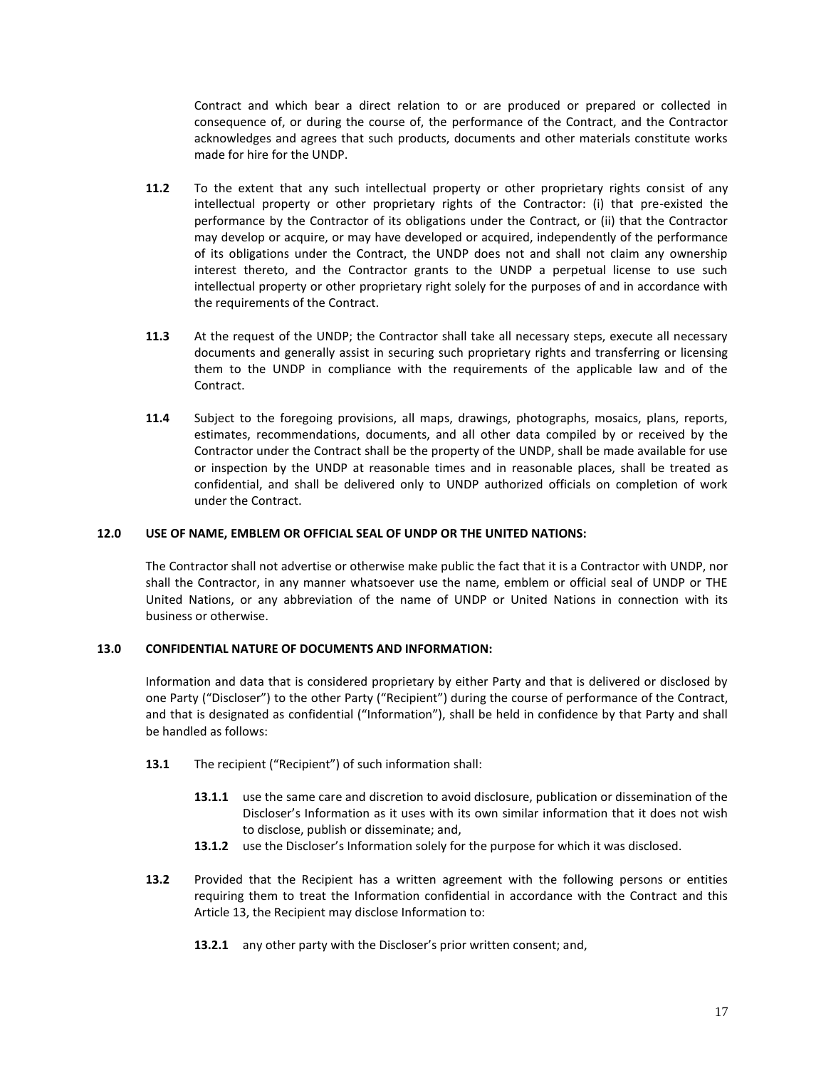Contract and which bear a direct relation to or are produced or prepared or collected in consequence of, or during the course of, the performance of the Contract, and the Contractor acknowledges and agrees that such products, documents and other materials constitute works made for hire for the UNDP.

**11.2** To the extent that any such intellectual property or other proprietary rights consist of any intellectual property or other proprietary rights of the Contractor: (i) that pre-existed the performance by the Contractor of its obligations under the Contract, or (ii) that the Contractor may develop or acquire, or may have developed or acquired, independently of the performance of its obligations under the Contract, the UNDP does not and shall not claim any ownership interest thereto, and the Contractor grants to the UNDP a perpetual license to use such intellectual property or other proprietary right solely for the purposes of and in accordance with the requirements of the Contract.

**11.3** At the request of the UNDP; the Contractor shall take all necessary steps, execute all necessary documents and generally assist in securing such proprietary rights and transferring or licensing them to the UNDP in compliance with the requirements of the applicable law and of the Contract.

**11.4** Subject to the foregoing provisions, all maps, drawings, photographs, mosaics, plans, reports, estimates, recommendations, documents, and all other data compiled by or received by the Contractor under the Contract shall be the property of the UNDP, shall be made available for use or inspection by the UNDP at reasonable times and in reasonable places, shall be treated as confidential, and shall be delivered only to UNDP authorized officials on completion of work under the Contract.

**12.0 USE OF NAME, EMBLEM OR OFFICIAL SEAL OF UNDP OR THE UNITED NATIONS:**

The Contractor shall not advertise or otherwise make public the fact that it is a Contractor with UNDP, nor shall the Contractor, in any manner whatsoever use the name, emblem or official seal of UNDP or THE United Nations, or any abbreviation of the name of UNDP or United Nations in connection with its business or otherwise.

**13.0 CONFIDENTIAL NATURE OF DOCUMENTS AND INFORMATION:**

Information and data that is considered proprietary by either Party and that is delivered or disclosed by one Party ("Discloser") to the other Party ("Recipient") during the course of performance of the Contract, and that is designated as confidential ("Information"), shall be held in confidence by that Party and shall be handled as follows:

**13.1** The recipient ("Recipient") of such information shall:

**13.1.1** use the same care and discretion to avoid disclosure, publication or dissemination of the Discloser's Information as it uses with its own similar information that it does not wish to disclose, publish or disseminate; and,

**13.1.2** use the Discloser's Information solely for the purpose for which it was disclosed.

**13.2** Provided that the Recipient has a written agreement with the following persons or entities requiring them to treat the Information confidential in accordance with the Contract and this Article 13, the Recipient may disclose Information to:

**13.2.1** any other party with the Discloser's prior written consent; and,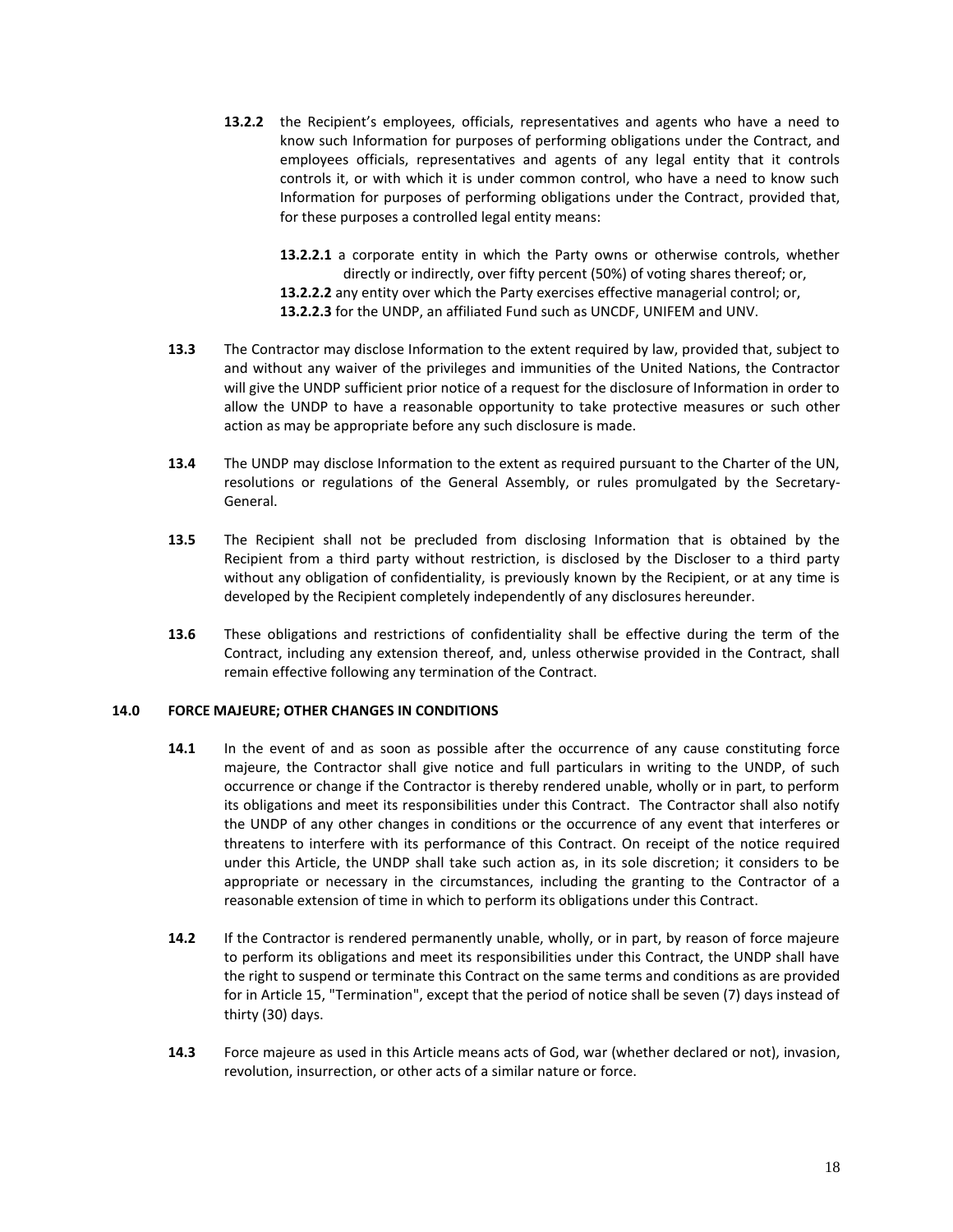**13.2.2** the Recipient's employees, officials, representatives and agents who have a need to know such Information for purposes of performing obligations under the Contract, and employees officials, representatives and agents of any legal entity that it controls controls it, or with which it is under common control, who have a need to know such Information for purposes of performing obligations under the Contract, provided that, for these purposes a controlled legal entity means:

**13.2.2.1** a corporate entity in which the Party owns or otherwise controls, whether directly or indirectly, over fifty percent (50%) of voting shares thereof; or,
**13.2.2.2** any entity over which the Party exercises effective managerial control; or,
**13.2.2.3** for the UNDP, an affiliated Fund such as UNCDF, UNIFEM and UNV.

**13.3** The Contractor may disclose Information to the extent required by law, provided that, subject to and without any waiver of the privileges and immunities of the United Nations, the Contractor will give the UNDP sufficient prior notice of a request for the disclosure of Information in order to allow the UNDP to have a reasonable opportunity to take protective measures or such other action as may be appropriate before any such disclosure is made.

**13.4** The UNDP may disclose Information to the extent as required pursuant to the Charter of the UN, resolutions or regulations of the General Assembly, or rules promulgated by the Secretary-General.

**13.5** The Recipient shall not be precluded from disclosing Information that is obtained by the Recipient from a third party without restriction, is disclosed by the Discloser to a third party without any obligation of confidentiality, is previously known by the Recipient, or at any time is developed by the Recipient completely independently of any disclosures hereunder.

**13.6** These obligations and restrictions of confidentiality shall be effective during the term of the Contract, including any extension thereof, and, unless otherwise provided in the Contract, shall remain effective following any termination of the Contract.

## 14.0 FORCE MAJEURE; OTHER CHANGES IN CONDITIONS

**14.1** In the event of and as soon as possible after the occurrence of any cause constituting force majeure, the Contractor shall give notice and full particulars in writing to the UNDP, of such occurrence or change if the Contractor is thereby rendered unable, wholly or in part, to perform its obligations and meet its responsibilities under this Contract. The Contractor shall also notify the UNDP of any other changes in conditions or the occurrence of any event that interferes or threatens to interfere with its performance of this Contract. On receipt of the notice required under this Article, the UNDP shall take such action as, in its sole discretion; it considers to be appropriate or necessary in the circumstances, including the granting to the Contractor of a reasonable extension of time in which to perform its obligations under this Contract.

**14.2** If the Contractor is rendered permanently unable, wholly, or in part, by reason of force majeure to perform its obligations and meet its responsibilities under this Contract, the UNDP shall have the right to suspend or terminate this Contract on the same terms and conditions as are provided for in Article 15, "Termination", except that the period of notice shall be seven (7) days instead of thirty (30) days.

**14.3** Force majeure as used in this Article means acts of God, war (whether declared or not), invasion, revolution, insurrection, or other acts of a similar nature or force.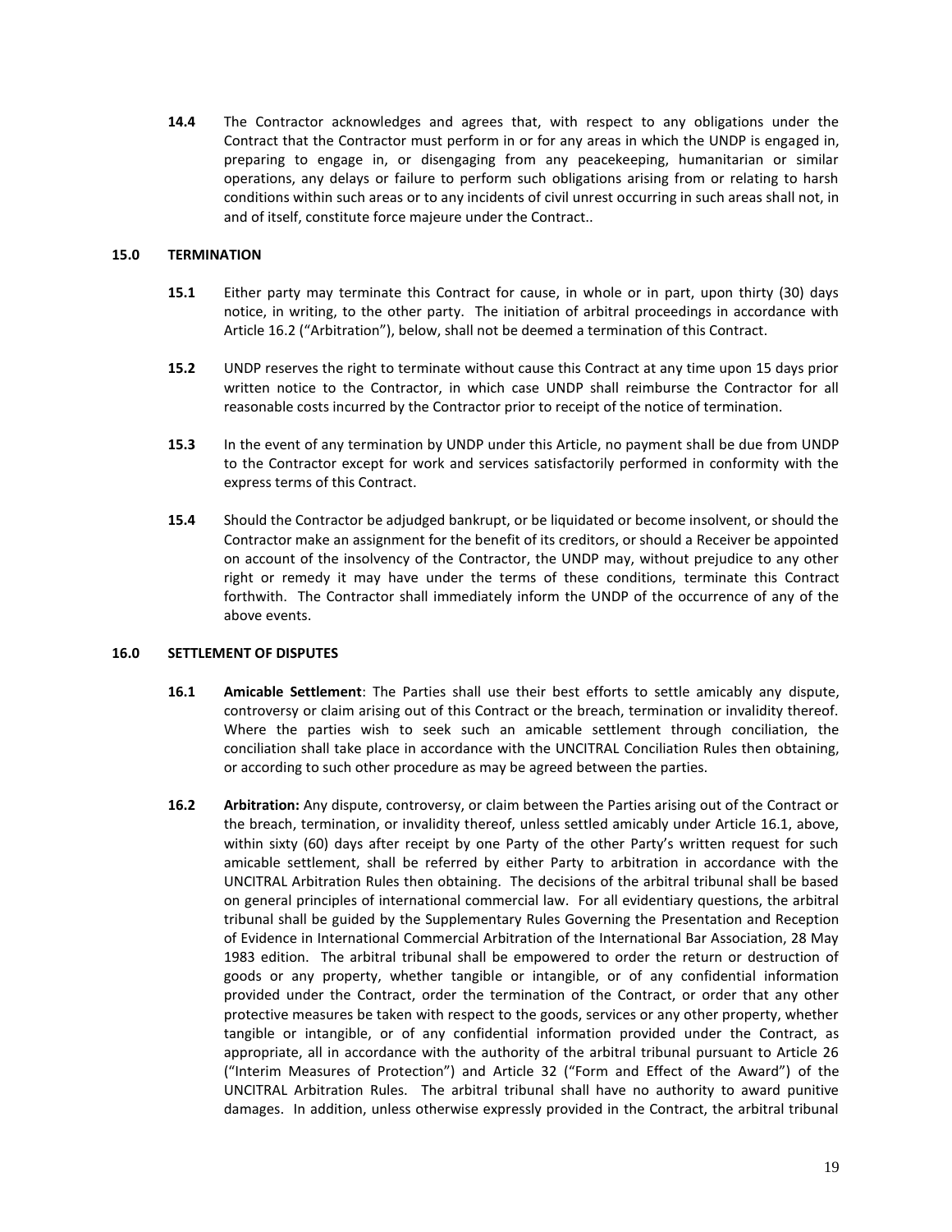**14.4** The Contractor acknowledges and agrees that, with respect to any obligations under the Contract that the Contractor must perform in or for any areas in which the UNDP is engaged in, preparing to engage in, or disengaging from any peacekeeping, humanitarian or similar operations, any delays or failure to perform such obligations arising from or relating to harsh conditions within such areas or to any incidents of civil unrest occurring in such areas shall not, in and of itself, constitute force majeure under the Contract..

## 15.0 TERMINATION

**15.1** Either party may terminate this Contract for cause, in whole or in part, upon thirty (30) days notice, in writing, to the other party. The initiation of arbitral proceedings in accordance with Article 16.2 ("Arbitration"), below, shall not be deemed a termination of this Contract.

**15.2** UNDP reserves the right to terminate without cause this Contract at any time upon 15 days prior written notice to the Contractor, in which case UNDP shall reimburse the Contractor for all reasonable costs incurred by the Contractor prior to receipt of the notice of termination.

**15.3** In the event of any termination by UNDP under this Article, no payment shall be due from UNDP to the Contractor except for work and services satisfactorily performed in conformity with the express terms of this Contract.

**15.4** Should the Contractor be adjudged bankrupt, or be liquidated or become insolvent, or should the Contractor make an assignment for the benefit of its creditors, or should a Receiver be appointed on account of the insolvency of the Contractor, the UNDP may, without prejudice to any other right or remedy it may have under the terms of these conditions, terminate this Contract forthwith. The Contractor shall immediately inform the UNDP of the occurrence of any of the above events.

## 16.0 SETTLEMENT OF DISPUTES

**16.1** **Amicable Settlement**: The Parties shall use their best efforts to settle amicably any dispute, controversy or claim arising out of this Contract or the breach, termination or invalidity thereof. Where the parties wish to seek such an amicable settlement through conciliation, the conciliation shall take place in accordance with the UNCITRAL Conciliation Rules then obtaining, or according to such other procedure as may be agreed between the parties.

**16.2** **Arbitration:** Any dispute, controversy, or claim between the Parties arising out of the Contract or the breach, termination, or invalidity thereof, unless settled amicably under Article 16.1, above, within sixty (60) days after receipt by one Party of the other Party's written request for such amicable settlement, shall be referred by either Party to arbitration in accordance with the UNCITRAL Arbitration Rules then obtaining. The decisions of the arbitral tribunal shall be based on general principles of international commercial law. For all evidentiary questions, the arbitral tribunal shall be guided by the Supplementary Rules Governing the Presentation and Reception of Evidence in International Commercial Arbitration of the International Bar Association, 28 May 1983 edition. The arbitral tribunal shall be empowered to order the return or destruction of goods or any property, whether tangible or intangible, or of any confidential information provided under the Contract, order the termination of the Contract, or order that any other protective measures be taken with respect to the goods, services or any other property, whether tangible or intangible, or of any confidential information provided under the Contract, as appropriate, all in accordance with the authority of the arbitral tribunal pursuant to Article 26 ("Interim Measures of Protection") and Article 32 ("Form and Effect of the Award") of the UNCITRAL Arbitration Rules. The arbitral tribunal shall have no authority to award punitive damages. In addition, unless otherwise expressly provided in the Contract, the arbitral tribunal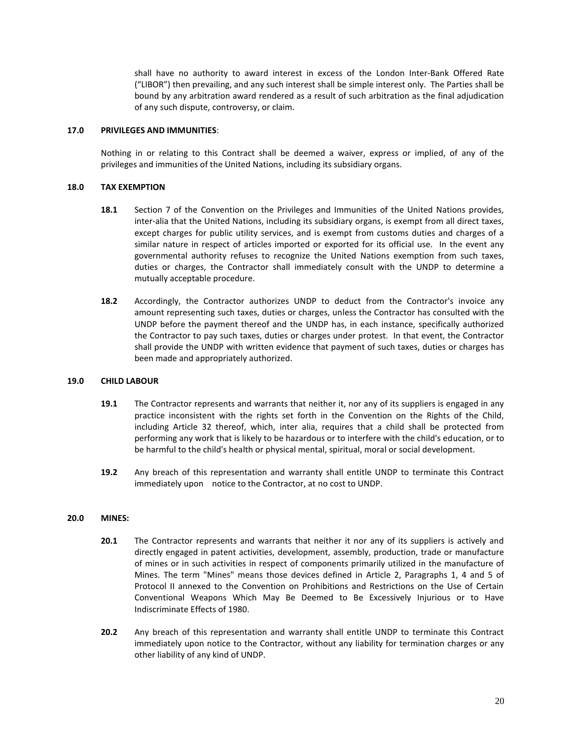shall have no authority to award interest in excess of the London Inter-Bank Offered Rate ("LIBOR") then prevailing, and any such interest shall be simple interest only. The Parties shall be bound by any arbitration award rendered as a result of such arbitration as the final adjudication of any such dispute, controversy, or claim.

**17.0 PRIVILEGES AND IMMUNITIES**:

Nothing in or relating to this Contract shall be deemed a waiver, express or implied, of any of the privileges and immunities of the United Nations, including its subsidiary organs.

**18.0 TAX EXEMPTION**

**18.1** Section 7 of the Convention on the Privileges and Immunities of the United Nations provides, inter-alia that the United Nations, including its subsidiary organs, is exempt from all direct taxes, except charges for public utility services, and is exempt from customs duties and charges of a similar nature in respect of articles imported or exported for its official use. In the event any governmental authority refuses to recognize the United Nations exemption from such taxes, duties or charges, the Contractor shall immediately consult with the UNDP to determine a mutually acceptable procedure.

**18.2** Accordingly, the Contractor authorizes UNDP to deduct from the Contractor's invoice any amount representing such taxes, duties or charges, unless the Contractor has consulted with the UNDP before the payment thereof and the UNDP has, in each instance, specifically authorized the Contractor to pay such taxes, duties or charges under protest. In that event, the Contractor shall provide the UNDP with written evidence that payment of such taxes, duties or charges has been made and appropriately authorized.

**19.0 CHILD LABOUR**

**19.1** The Contractor represents and warrants that neither it, nor any of its suppliers is engaged in any practice inconsistent with the rights set forth in the Convention on the Rights of the Child, including Article 32 thereof, which, inter alia, requires that a child shall be protected from performing any work that is likely to be hazardous or to interfere with the child's education, or to be harmful to the child's health or physical mental, spiritual, moral or social development.

**19.2** Any breach of this representation and warranty shall entitle UNDP to terminate this Contract immediately upon notice to the Contractor, at no cost to UNDP.

**20.0 MINES:**

**20.1** The Contractor represents and warrants that neither it nor any of its suppliers is actively and directly engaged in patent activities, development, assembly, production, trade or manufacture of mines or in such activities in respect of components primarily utilized in the manufacture of Mines. The term "Mines" means those devices defined in Article 2, Paragraphs 1, 4 and 5 of Protocol II annexed to the Convention on Prohibitions and Restrictions on the Use of Certain Conventional Weapons Which May Be Deemed to Be Excessively Injurious or to Have Indiscriminate Effects of 1980.

**20.2** Any breach of this representation and warranty shall entitle UNDP to terminate this Contract immediately upon notice to the Contractor, without any liability for termination charges or any other liability of any kind of UNDP.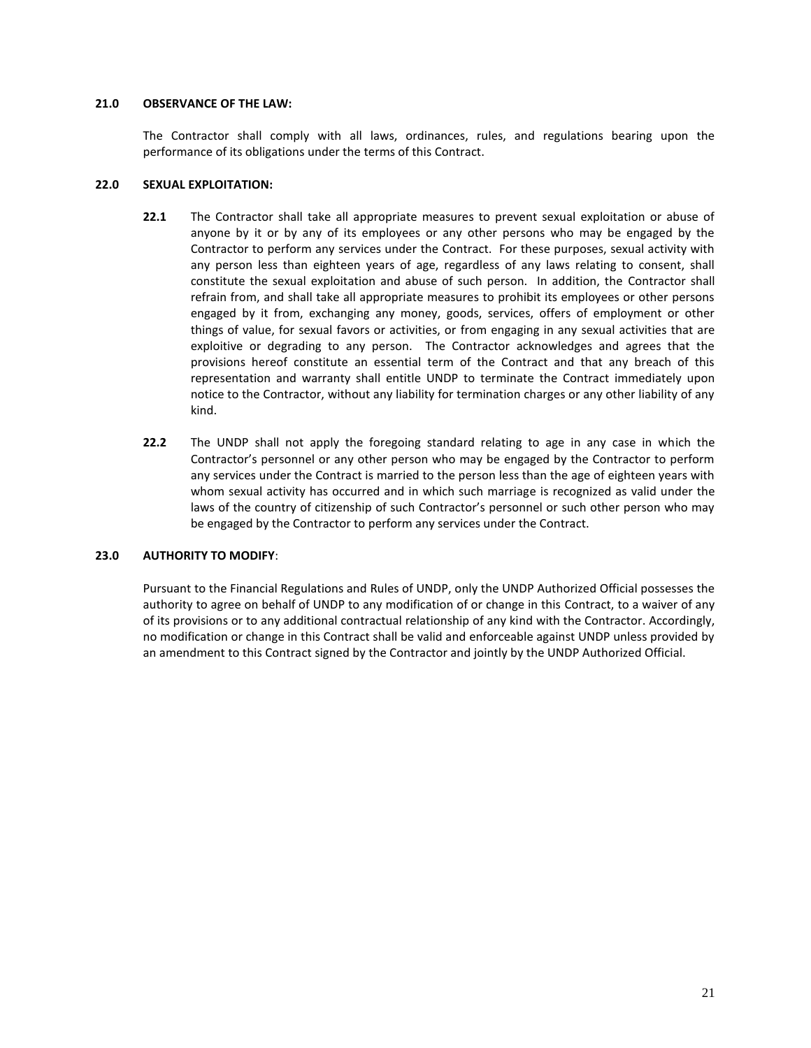**21.0 OBSERVANCE OF THE LAW:**

The Contractor shall comply with all laws, ordinances, rules, and regulations bearing upon the performance of its obligations under the terms of this Contract.

**22.0 SEXUAL EXPLOITATION:**

**22.1** The Contractor shall take all appropriate measures to prevent sexual exploitation or abuse of anyone by it or by any of its employees or any other persons who may be engaged by the Contractor to perform any services under the Contract. For these purposes, sexual activity with any person less than eighteen years of age, regardless of any laws relating to consent, shall constitute the sexual exploitation and abuse of such person. In addition, the Contractor shall refrain from, and shall take all appropriate measures to prohibit its employees or other persons engaged by it from, exchanging any money, goods, services, offers of employment or other things of value, for sexual favors or activities, or from engaging in any sexual activities that are exploitive or degrading to any person. The Contractor acknowledges and agrees that the provisions hereof constitute an essential term of the Contract and that any breach of this representation and warranty shall entitle UNDP to terminate the Contract immediately upon notice to the Contractor, without any liability for termination charges or any other liability of any kind.

**22.2** The UNDP shall not apply the foregoing standard relating to age in any case in which the Contractor's personnel or any other person who may be engaged by the Contractor to perform any services under the Contract is married to the person less than the age of eighteen years with whom sexual activity has occurred and in which such marriage is recognized as valid under the laws of the country of citizenship of such Contractor's personnel or such other person who may be engaged by the Contractor to perform any services under the Contract.

**23.0 AUTHORITY TO MODIFY**:

Pursuant to the Financial Regulations and Rules of UNDP, only the UNDP Authorized Official possesses the authority to agree on behalf of UNDP to any modification of or change in this Contract, to a waiver of any of its provisions or to any additional contractual relationship of any kind with the Contractor. Accordingly, no modification or change in this Contract shall be valid and enforceable against UNDP unless provided by an amendment to this Contract signed by the Contractor and jointly by the UNDP Authorized Official.